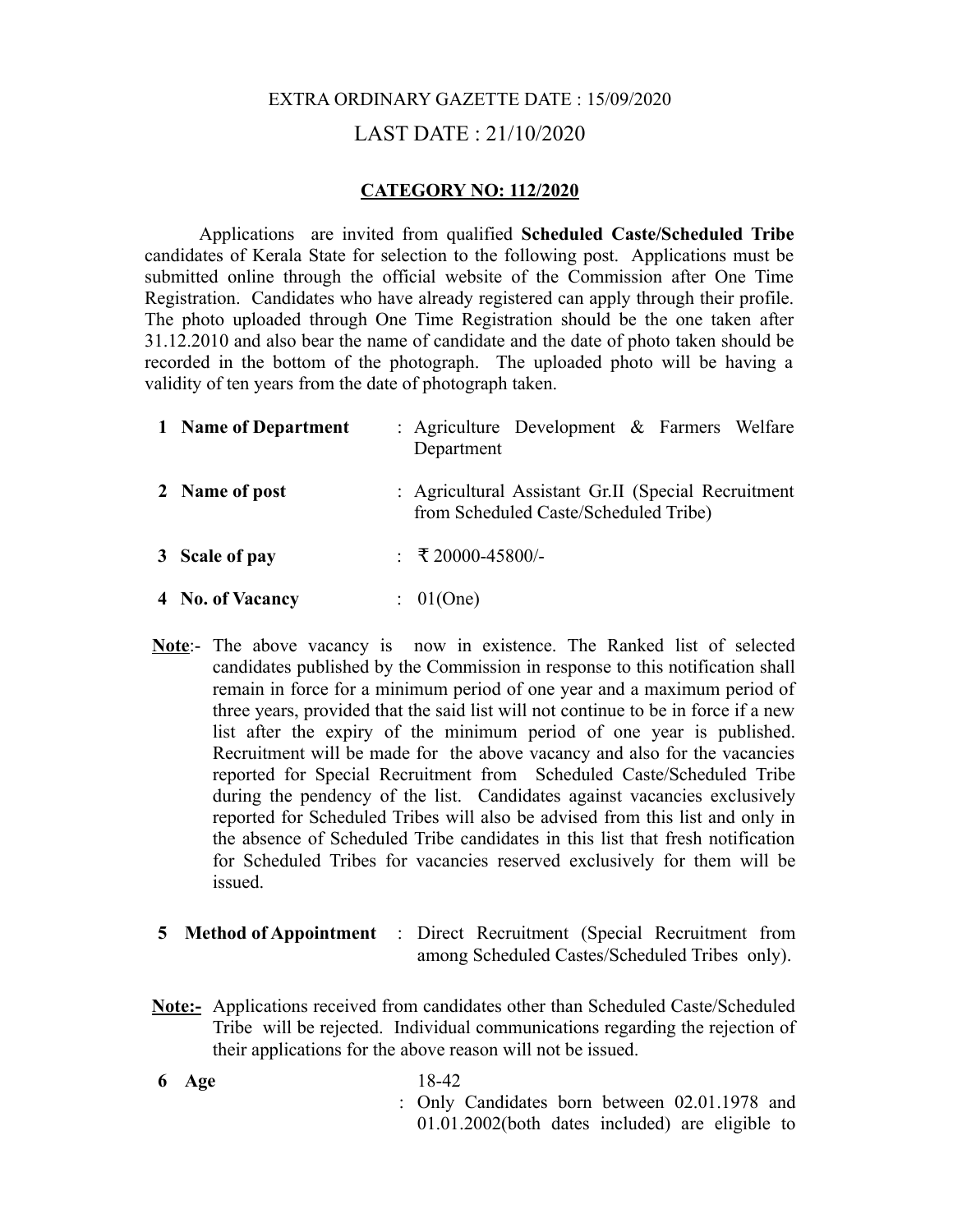EXTRA ORDINARY GAZETTE DATE : 15/09/2020

LAST DATE : 21/10/2020

**CATEGORY NO: 112/2020**

Applications are invited from qualified **Scheduled Caste/Scheduled Tribe** candidates of Kerala State for selection to the following post. Applications must be submitted online through the official website of the Commission after One Time Registration. Candidates who have already registered can apply through their profile. The photo uploaded through One Time Registration should be the one taken after 31.12.2010 and also bear the name of candidate and the date of photo taken should be recorded in the bottom of the photograph. The uploaded photo will be having a validity of ten years from the date of photograph taken.

**1 Name of Department** : Agriculture Development & Farmers Welfare Department

**2 Name of post** : Agricultural Assistant Gr.II (Special Recruitment from Scheduled Caste/Scheduled Tribe)

**3 Scale of pay** : ₹ 20000-45800/-

**4 No. of Vacancy** : 01(One)

**Note**:- The above vacancy is now in existence. The Ranked list of selected candidates published by the Commission in response to this notification shall remain in force for a minimum period of one year and a maximum period of three years, provided that the said list will not continue to be in force if a new list after the expiry of the minimum period of one year is published. Recruitment will be made for the above vacancy and also for the vacancies reported for Special Recruitment from Scheduled Caste/Scheduled Tribe during the pendency of the list. Candidates against vacancies exclusively reported for Scheduled Tribes will also be advised from this list and only in the absence of Scheduled Tribe candidates in this list that fresh notification for Scheduled Tribes for vacancies reserved exclusively for them will be issued.

**5 Method of Appointment** : Direct Recruitment (Special Recruitment from among Scheduled Castes/Scheduled Tribes only).

**Note:-** Applications received from candidates other than Scheduled Caste/Scheduled Tribe will be rejected. Individual communications regarding the rejection of their applications for the above reason will not be issued.

**6 Age** 18-42

: Only Candidates born between 02.01.1978 and 01.01.2002(both dates included) are eligible to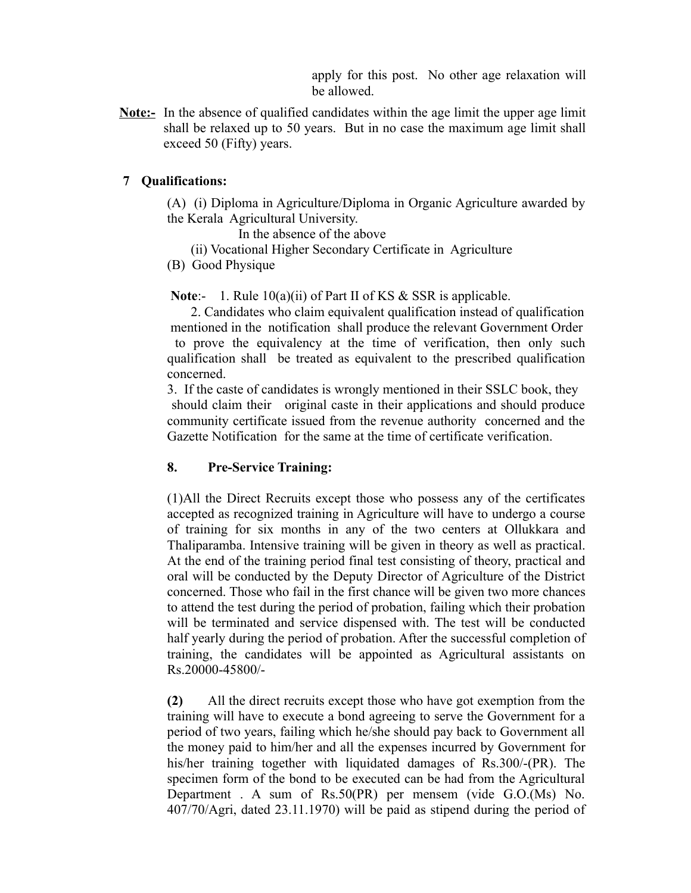apply for this post. No other age relaxation will be allowed.

**Note:-** In the absence of qualified candidates within the age limit the upper age limit shall be relaxed up to 50 years. But in no case the maximum age limit shall exceed 50 (Fifty) years.

**7 Qualifications:**

(A) (i) Diploma in Agriculture/Diploma in Organic Agriculture awarded by the Kerala Agricultural University.

In the absence of the above

(ii) Vocational Higher Secondary Certificate in Agriculture

(B) Good Physique

**Note**:- 1. Rule 10(a)(ii) of Part II of KS & SSR is applicable.

2. Candidates who claim equivalent qualification instead of qualification mentioned in the notification shall produce the relevant Government Order to prove the equivalency at the time of verification, then only such qualification shall be treated as equivalent to the prescribed qualification concerned.

3. If the caste of candidates is wrongly mentioned in their SSLC book, they should claim their original caste in their applications and should produce community certificate issued from the revenue authority concerned and the Gazette Notification for the same at the time of certificate verification.

**8. Pre-Service Training:**

(1)All the Direct Recruits except those who possess any of the certificates accepted as recognized training in Agriculture will have to undergo a course of training for six months in any of the two centers at Ollukkara and Thaliparamba. Intensive training will be given in theory as well as practical. At the end of the training period final test consisting of theory, practical and oral will be conducted by the Deputy Director of Agriculture of the District concerned. Those who fail in the first chance will be given two more chances to attend the test during the period of probation, failing which their probation will be terminated and service dispensed with. The test will be conducted half yearly during the period of probation. After the successful completion of training, the candidates will be appointed as Agricultural assistants on Rs.20000-45800/-

**(2)** All the direct recruits except those who have got exemption from the training will have to execute a bond agreeing to serve the Government for a period of two years, failing which he/she should pay back to Government all the money paid to him/her and all the expenses incurred by Government for his/her training together with liquidated damages of Rs.300/-(PR). The specimen form of the bond to be executed can be had from the Agricultural Department . A sum of Rs.50(PR) per mensem (vide G.O.(Ms) No. 407/70/Agri, dated 23.11.1970) will be paid as stipend during the period of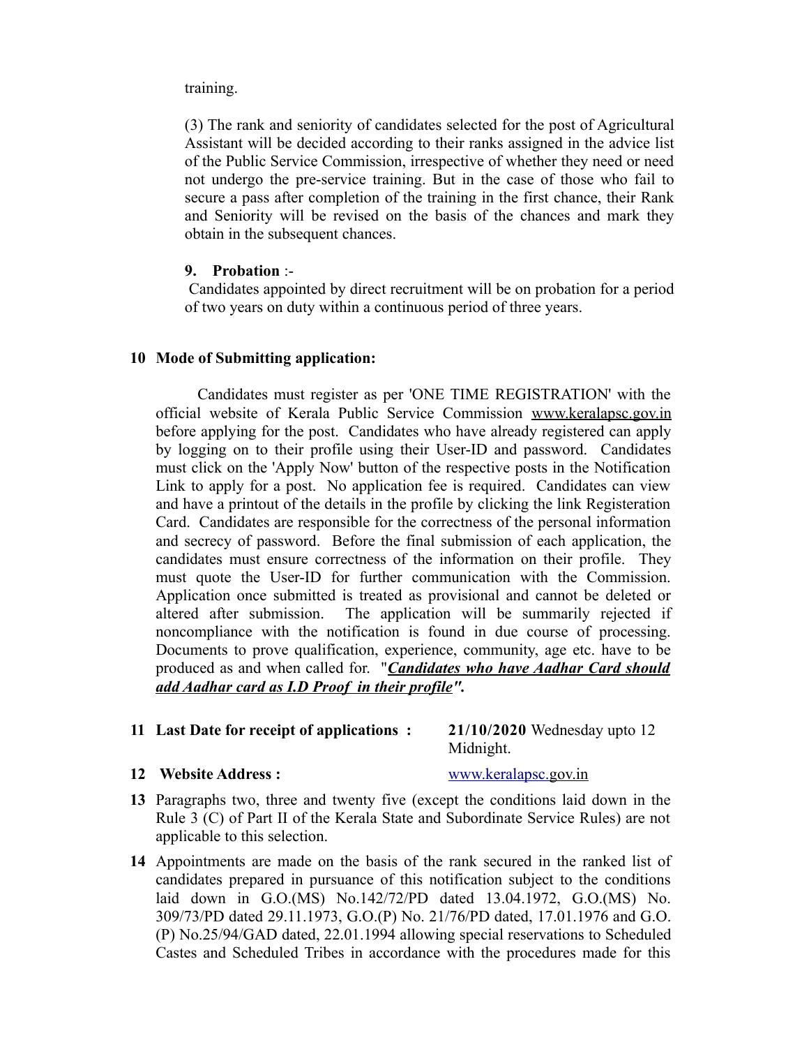training.

(3) The rank and seniority of candidates selected for the post of Agricultural Assistant will be decided according to their ranks assigned in the advice list of the Public Service Commission, irrespective of whether they need or need not undergo the pre-service training. But in the case of those who fail to secure a pass after completion of the training in the first chance, their Rank and Seniority will be revised on the basis of the chances and mark they obtain in the subsequent chances.

**9. Probation** :-

Candidates appointed by direct recruitment will be on probation for a period of two years on duty within a continuous period of three years.

**10 Mode of Submitting application:**

Candidates must register as per 'ONE TIME REGISTRATION' with the official website of Kerala Public Service Commission www.keralapsc.gov.in before applying for the post. Candidates who have already registered can apply by logging on to their profile using their User-ID and password. Candidates must click on the 'Apply Now' button of the respective posts in the Notification Link to apply for a post. No application fee is required. Candidates can view and have a printout of the details in the profile by clicking the link Registeration Card. Candidates are responsible for the correctness of the personal information and secrecy of password. Before the final submission of each application, the candidates must ensure correctness of the information on their profile. They must quote the User-ID for further communication with the Commission. Application once submitted is treated as provisional and cannot be deleted or altered after submission. The application will be summarily rejected if noncompliance with the notification is found in due course of processing. Documents to prove qualification, experience, community, age etc. have to be produced as and when called for. "***Candidates who have Aadhar Card should add Aadhar card as I.D Proof in their profile*".**

**11 Last Date for receipt of applications :** **21/10/2020** Wednesday upto 12 Midnight.

**12 Website Address :** www.keralapsc.gov.in

**13** Paragraphs two, three and twenty five (except the conditions laid down in the Rule 3 (C) of Part II of the Kerala State and Subordinate Service Rules) are not applicable to this selection.

**14** Appointments are made on the basis of the rank secured in the ranked list of candidates prepared in pursuance of this notification subject to the conditions laid down in G.O.(MS) No.142/72/PD dated 13.04.1972, G.O.(MS) No. 309/73/PD dated 29.11.1973, G.O.(P) No. 21/76/PD dated, 17.01.1976 and G.O.(P) No.25/94/GAD dated, 22.01.1994 allowing special reservations to Scheduled Castes and Scheduled Tribes in accordance with the procedures made for this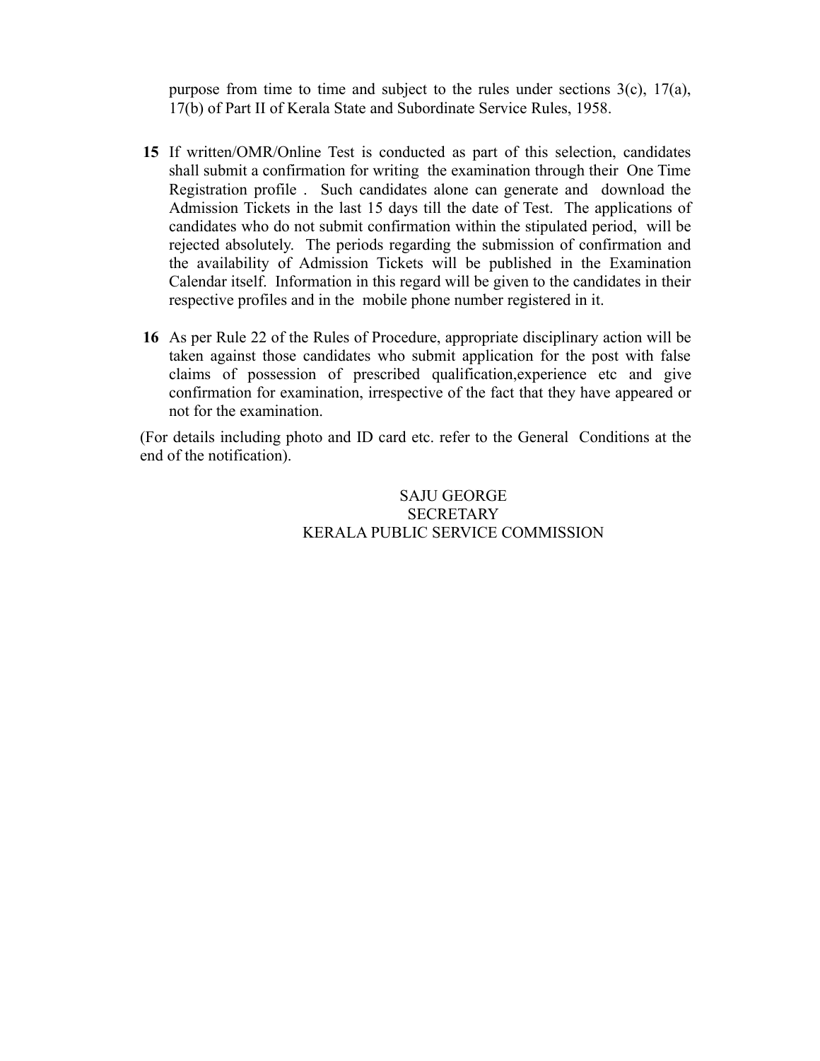purpose from time to time and subject to the rules under sections 3(c), 17(a), 17(b) of Part II of Kerala State and Subordinate Service Rules, 1958.

**15** If written/OMR/Online Test is conducted as part of this selection, candidates shall submit a confirmation for writing the examination through their One Time Registration profile . Such candidates alone can generate and download the Admission Tickets in the last 15 days till the date of Test. The applications of candidates who do not submit confirmation within the stipulated period, will be rejected absolutely. The periods regarding the submission of confirmation and the availability of Admission Tickets will be published in the Examination Calendar itself. Information in this regard will be given to the candidates in their respective profiles and in the mobile phone number registered in it.

**16** As per Rule 22 of the Rules of Procedure, appropriate disciplinary action will be taken against those candidates who submit application for the post with false claims of possession of prescribed qualification,experience etc and give confirmation for examination, irrespective of the fact that they have appeared or not for the examination.

(For details including photo and ID card etc. refer to the General Conditions at the end of the notification).

SAJU GEORGE
SECRETARY
KERALA PUBLIC SERVICE COMMISSION